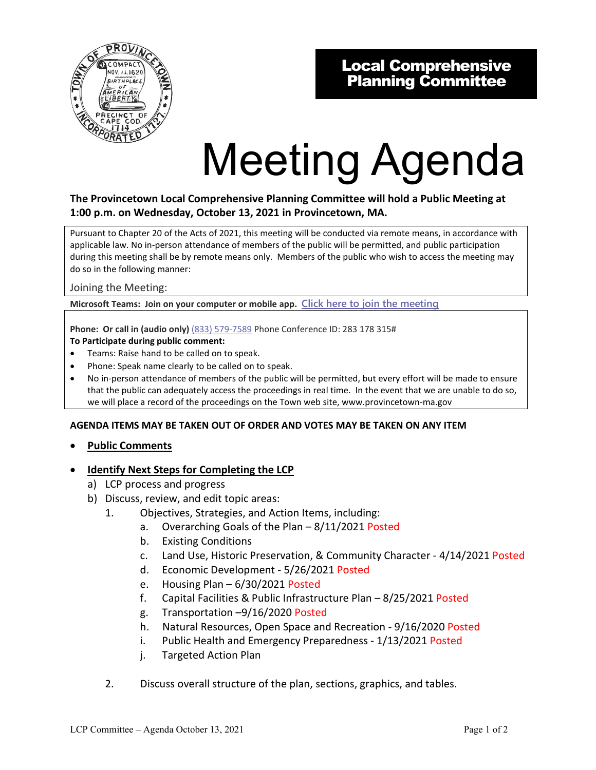# Local Comprehensive Planning Committee

# Meeting Agenda

**The Provincetown Local Comprehensive Planning Committee will hold a Public Meeting at 1:00 p.m. on Wednesday, October 13, 2021 in Provincetown, MA.**

Pursuant to Chapter 20 of the Acts of 2021, this meeting will be conducted via remote means, in accordance with applicable law. No in-person attendance of members of the public will be permitted, and public participation during this meeting shall be by remote means only. Members of the public who wish to access the meeting may do so in the following manner:

Joining the Meeting:

**Microsoft Teams: Join on your computer or mobile app.** Click here to join the meeting

**Phone: Or call in (audio only)** (833) 579-7589 Phone Conference ID: 283 178 315#

**To Participate during public comment:**

- Teams: Raise hand to be called on to speak.
- Phone: Speak name clearly to be called on to speak.
- No in-person attendance of members of the public will be permitted, but every effort will be made to ensure that the public can adequately access the proceedings in real time. In the event that we are unable to do so, we will place a record of the proceedings on the Town web site, www.provincetown-ma.gov

**AGENDA ITEMS MAY BE TAKEN OUT OF ORDER AND VOTES MAY BE TAKEN ON ANY ITEM**

- **Public Comments**

- **Identify Next Steps for Completing the LCP**
  a) LCP process and progress
  b) Discuss, review, and edit topic areas:
     1. Objectives, Strategies, and Action Items, including:
        a. Overarching Goals of the Plan – 8/11/2021 Posted
        b. Existing Conditions
        c. Land Use, Historic Preservation, & Community Character - 4/14/2021 Posted
        d. Economic Development - 5/26/2021 Posted
        e. Housing Plan – 6/30/2021 Posted
        f. Capital Facilities & Public Infrastructure Plan – 8/25/2021 Posted
        g. Transportation –9/16/2020 Posted
        h. Natural Resources, Open Space and Recreation - 9/16/2020 Posted
        i. Public Health and Emergency Preparedness - 1/13/2021 Posted
        j. Targeted Action Plan

     2. Discuss overall structure of the plan, sections, graphics, and tables.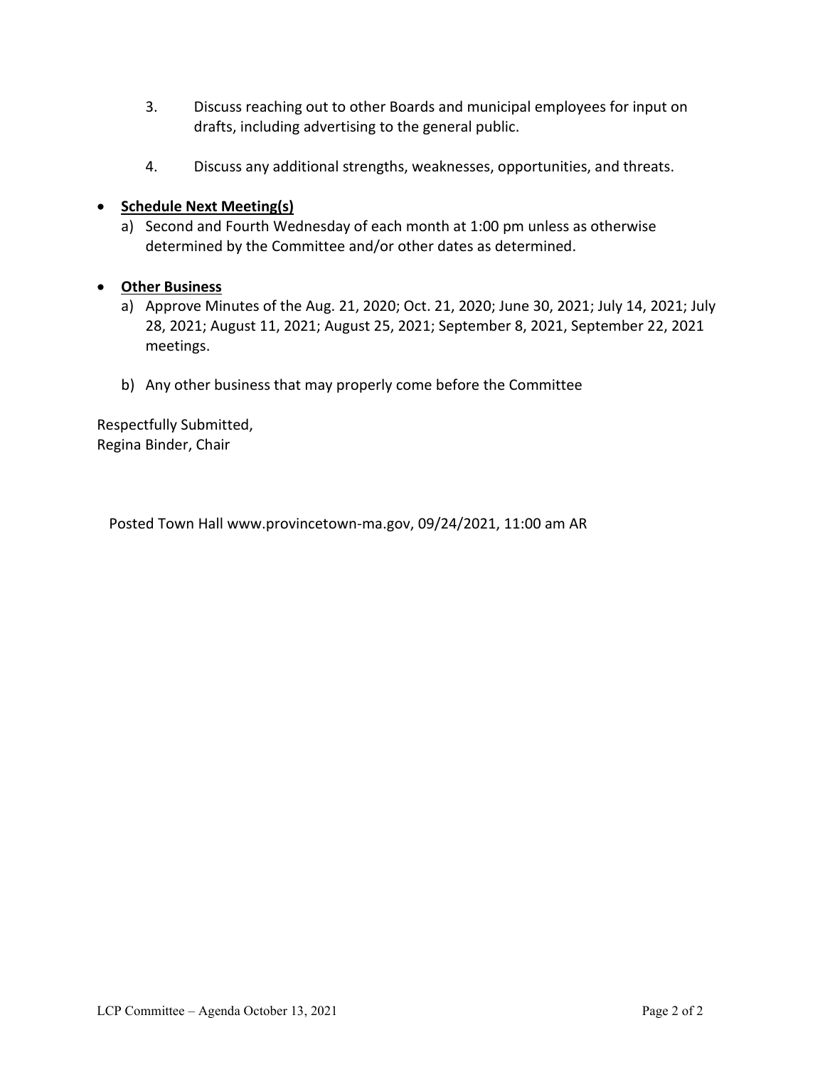3. Discuss reaching out to other Boards and municipal employees for input on drafts, including advertising to the general public.

4. Discuss any additional strengths, weaknesses, opportunities, and threats.

- **Schedule Next Meeting(s)**
  a) Second and Fourth Wednesday of each month at 1:00 pm unless as otherwise determined by the Committee and/or other dates as determined.

- **Other Business**
  a) Approve Minutes of the Aug. 21, 2020; Oct. 21, 2020; June 30, 2021; July 14, 2021; July 28, 2021; August 11, 2021; August 25, 2021; September 8, 2021, September 22, 2021 meetings.

  b) Any other business that may properly come before the Committee

Respectfully Submitted,
Regina Binder, Chair

Posted Town Hall www.provincetown-ma.gov, 09/24/2021, 11:00 am AR